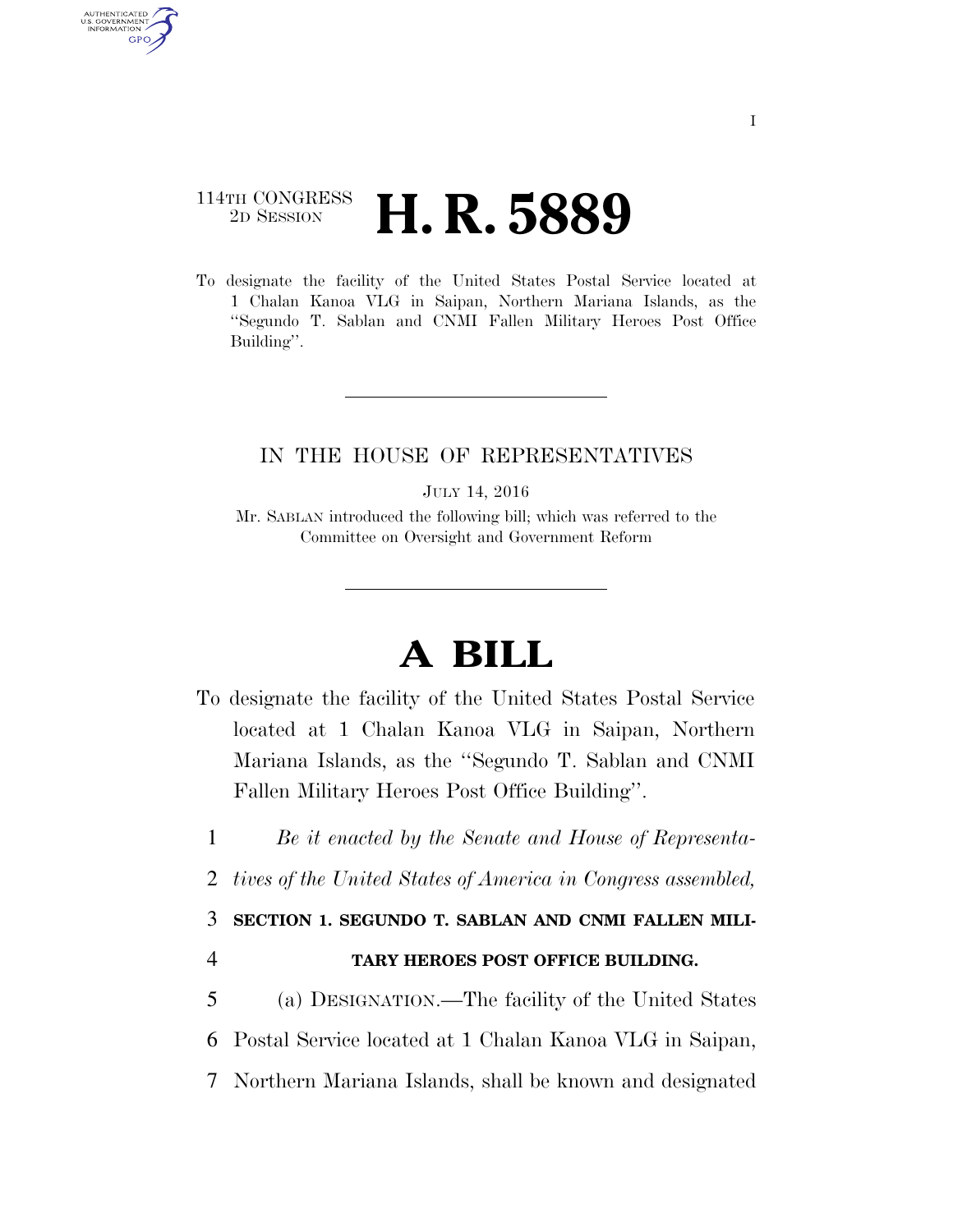114TH CONGRESS
2D SESSION

# H. R. 5889

To designate the facility of the United States Postal Service located at 1 Chalan Kanoa VLG in Saipan, Northern Mariana Islands, as the "Segundo T. Sablan and CNMI Fallen Military Heroes Post Office Building".

IN THE HOUSE OF REPRESENTATIVES

JULY 14, 2016

Mr. SABLAN introduced the following bill; which was referred to the Committee on Oversight and Government Reform

# A BILL

To designate the facility of the United States Postal Service located at 1 Chalan Kanoa VLG in Saipan, Northern Mariana Islands, as the "Segundo T. Sablan and CNMI Fallen Military Heroes Post Office Building".

1 *Be it enacted by the Senate and House of Representa-*
2 *tives of the United States of America in Congress assembled,*

3 **SECTION 1. SEGUNDO T. SABLAN AND CNMI FALLEN MILI-**
4 **TARY HEROES POST OFFICE BUILDING.**

5 (a) DESIGNATION.—The facility of the United States
6 Postal Service located at 1 Chalan Kanoa VLG in Saipan,
7 Northern Mariana Islands, shall be known and designated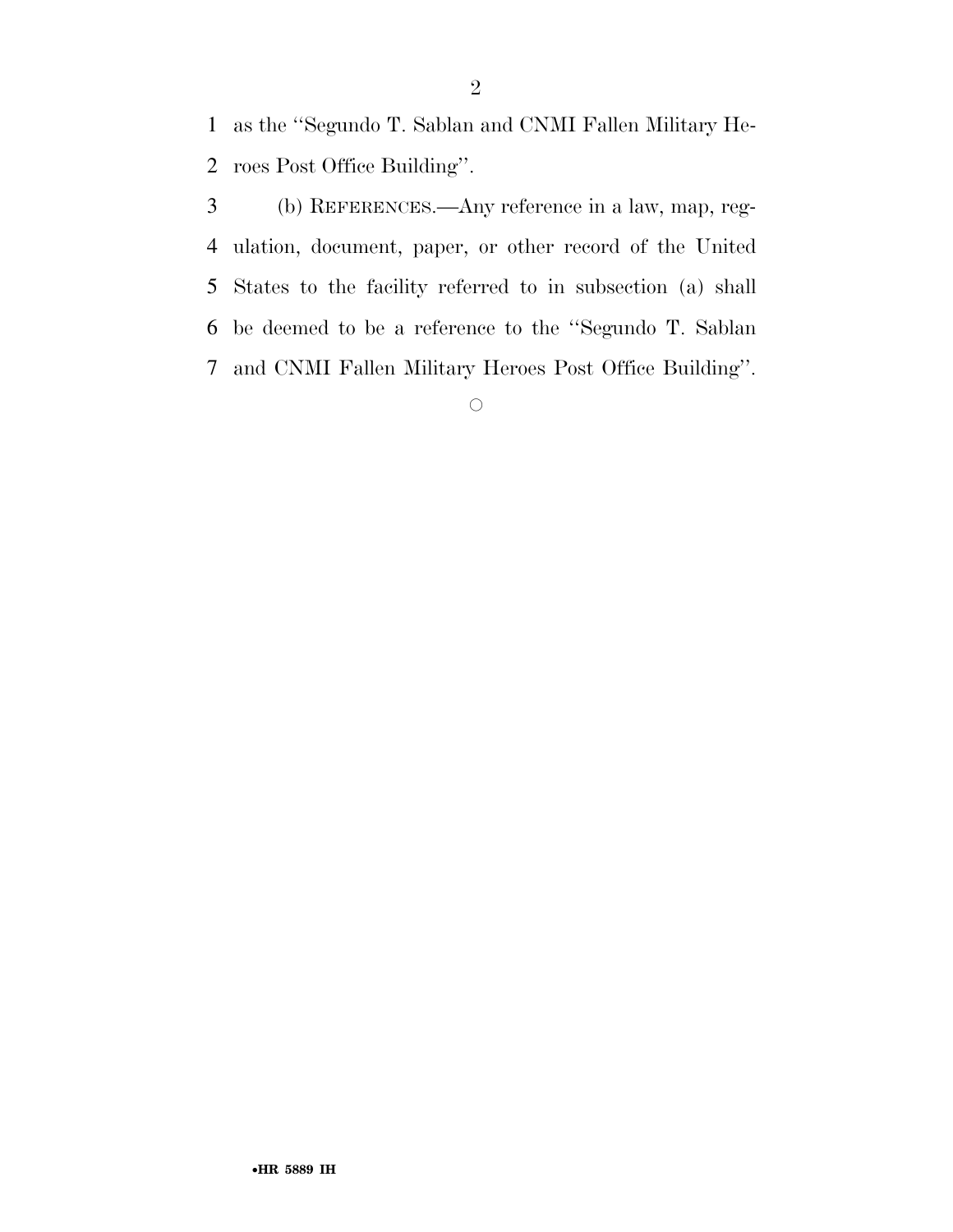as the "Segundo T. Sablan and CNMI Fallen Military Heroes Post Office Building".

(b) REFERENCES.—Any reference in a law, map, regulation, document, paper, or other record of the United States to the facility referred to in subsection (a) shall be deemed to be a reference to the "Segundo T. Sablan and CNMI Fallen Military Heroes Post Office Building".

○